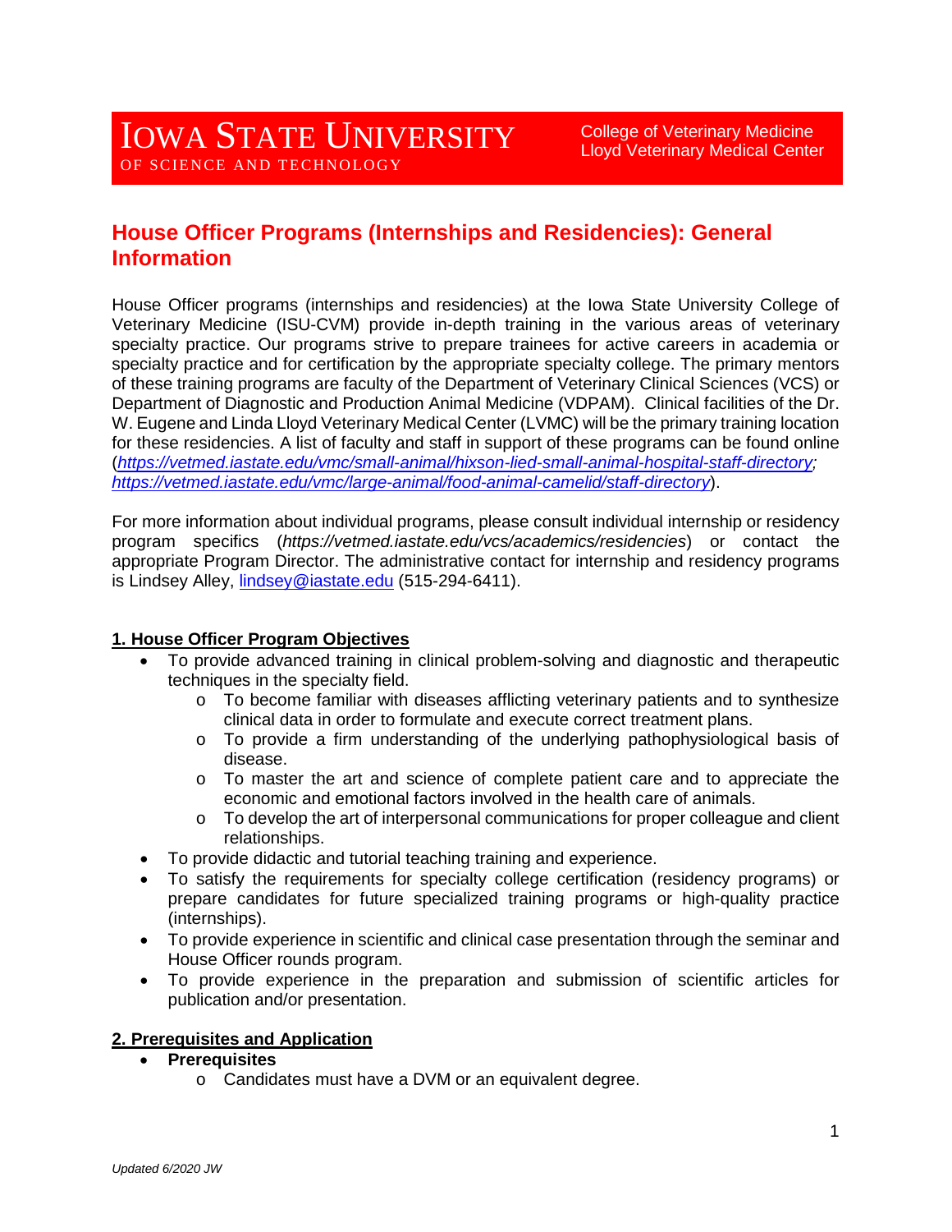IOWA STATE UNIVERSITY
OF SCIENCE AND TECHNOLOGY

College of Veterinary Medicine
Lloyd Veterinary Medical Center

# House Officer Programs (Internships and Residencies): General Information

House Officer programs (internships and residencies) at the Iowa State University College of Veterinary Medicine (ISU-CVM) provide in-depth training in the various areas of veterinary specialty practice. Our programs strive to prepare trainees for active careers in academia or specialty practice and for certification by the appropriate specialty college. The primary mentors of these training programs are faculty of the Department of Veterinary Clinical Sciences (VCS) or Department of Diagnostic and Production Animal Medicine (VDPAM). Clinical facilities of the Dr. W. Eugene and Linda Lloyd Veterinary Medical Center (LVMC) will be the primary training location for these residencies. A list of faculty and staff in support of these programs can be found online (*https://vetmed.iastate.edu/vmc/small-animal/hixson-lied-small-animal-hospital-staff-directory; https://vetmed.iastate.edu/vmc/large-animal/food-animal-camelid/staff-directory*).

For more information about individual programs, please consult individual internship or residency program specifics (*https://vetmed.iastate.edu/vcs/academics/residencies*) or contact the appropriate Program Director. The administrative contact for internship and residency programs is Lindsey Alley, lindsey@iastate.edu (515-294-6411).

## 1. House Officer Program Objectives

- To provide advanced training in clinical problem-solving and diagnostic and therapeutic techniques in the specialty field.
  - To become familiar with diseases afflicting veterinary patients and to synthesize clinical data in order to formulate and execute correct treatment plans.
  - To provide a firm understanding of the underlying pathophysiological basis of disease.
  - To master the art and science of complete patient care and to appreciate the economic and emotional factors involved in the health care of animals.
  - To develop the art of interpersonal communications for proper colleague and client relationships.
- To provide didactic and tutorial teaching training and experience.
- To satisfy the requirements for specialty college certification (residency programs) or prepare candidates for future specialized training programs or high-quality practice (internships).
- To provide experience in scientific and clinical case presentation through the seminar and House Officer rounds program.
- To provide experience in the preparation and submission of scientific articles for publication and/or presentation.

## 2. Prerequisites and Application

- **Prerequisites**
  - Candidates must have a DVM or an equivalent degree.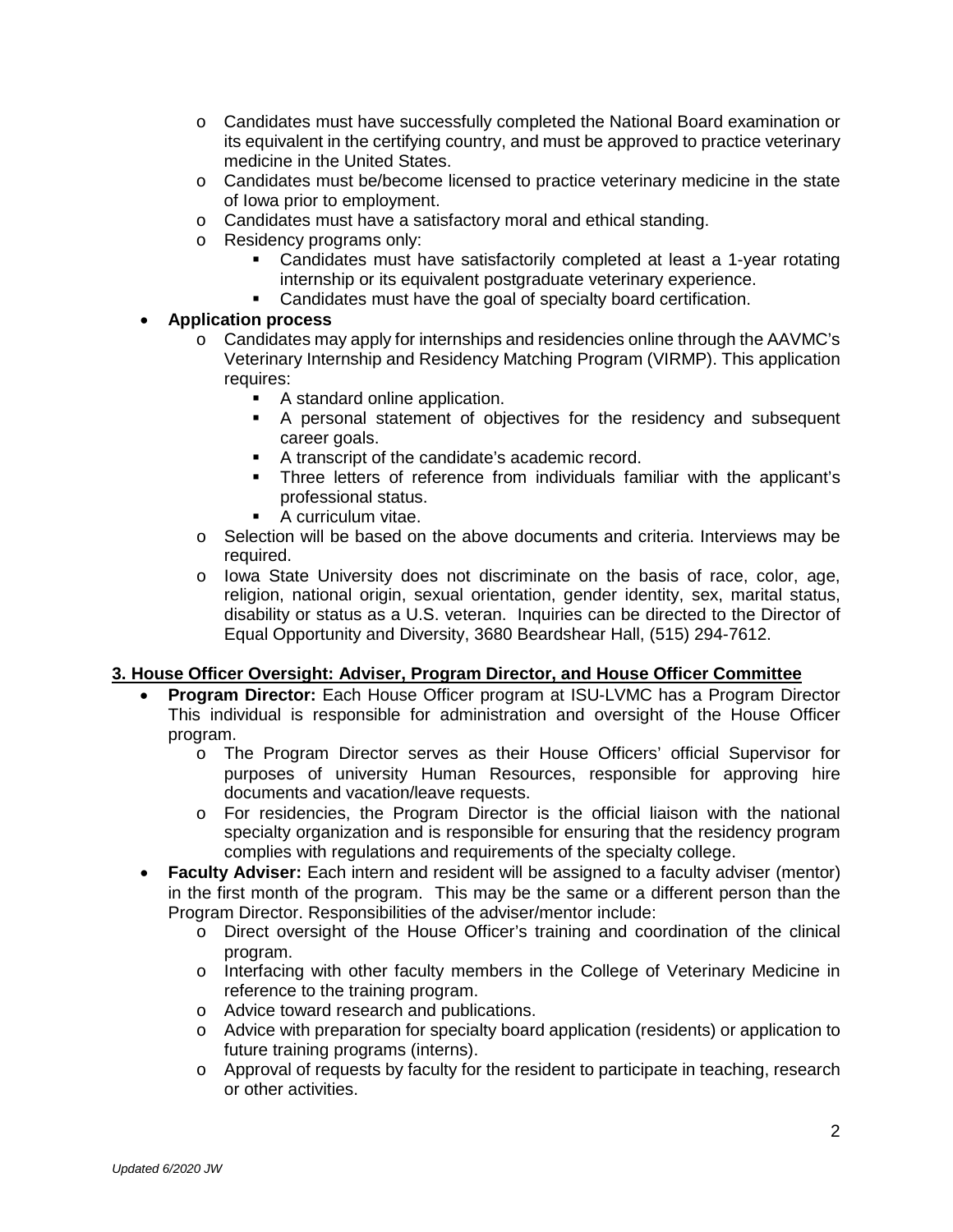- Candidates must have successfully completed the National Board examination or its equivalent in the certifying country, and must be approved to practice veterinary medicine in the United States.
- Candidates must be/become licensed to practice veterinary medicine in the state of Iowa prior to employment.
- Candidates must have a satisfactory moral and ethical standing.
- Residency programs only:
  - Candidates must have satisfactorily completed at least a 1-year rotating internship or its equivalent postgraduate veterinary experience.
  - Candidates must have the goal of specialty board certification.

- **Application process**
  - Candidates may apply for internships and residencies online through the AAVMC's Veterinary Internship and Residency Matching Program (VIRMP). This application requires:
    - A standard online application.
    - A personal statement of objectives for the residency and subsequent career goals.
    - A transcript of the candidate's academic record.
    - Three letters of reference from individuals familiar with the applicant's professional status.
    - A curriculum vitae.
  - Selection will be based on the above documents and criteria. Interviews may be required.
  - Iowa State University does not discriminate on the basis of race, color, age, religion, national origin, sexual orientation, gender identity, sex, marital status, disability or status as a U.S. veteran. Inquiries can be directed to the Director of Equal Opportunity and Diversity, 3680 Beardshear Hall, (515) 294-7612.

## 3. House Officer Oversight: Adviser, Program Director, and House Officer Committee

- **Program Director:** Each House Officer program at ISU-LVMC has a Program Director This individual is responsible for administration and oversight of the House Officer program.
  - The Program Director serves as their House Officers' official Supervisor for purposes of university Human Resources, responsible for approving hire documents and vacation/leave requests.
  - For residencies, the Program Director is the official liaison with the national specialty organization and is responsible for ensuring that the residency program complies with regulations and requirements of the specialty college.
- **Faculty Adviser:** Each intern and resident will be assigned to a faculty adviser (mentor) in the first month of the program. This may be the same or a different person than the Program Director. Responsibilities of the adviser/mentor include:
  - Direct oversight of the House Officer's training and coordination of the clinical program.
  - Interfacing with other faculty members in the College of Veterinary Medicine in reference to the training program.
  - Advice toward research and publications.
  - Advice with preparation for specialty board application (residents) or application to future training programs (interns).
  - Approval of requests by faculty for the resident to participate in teaching, research or other activities.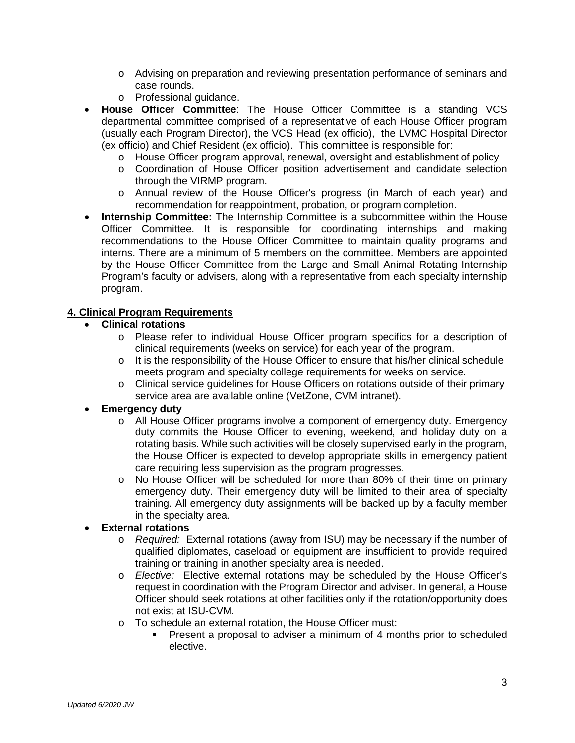- Advising on preparation and reviewing presentation performance of seminars and case rounds.
    - Professional guidance.
- **House Officer Committee**: The House Officer Committee is a standing VCS departmental committee comprised of a representative of each House Officer program (usually each Program Director), the VCS Head (ex officio), the LVMC Hospital Director (ex officio) and Chief Resident (ex officio). This committee is responsible for:
    - House Officer program approval, renewal, oversight and establishment of policy
    - Coordination of House Officer position advertisement and candidate selection through the VIRMP program.
    - Annual review of the House Officer's progress (in March of each year) and recommendation for reappointment, probation, or program completion.
- **Internship Committee:** The Internship Committee is a subcommittee within the House Officer Committee. It is responsible for coordinating internships and making recommendations to the House Officer Committee to maintain quality programs and interns. There are a minimum of 5 members on the committee. Members are appointed by the House Officer Committee from the Large and Small Animal Rotating Internship Program's faculty or advisers, along with a representative from each specialty internship program.

## 4. Clinical Program Requirements

- **Clinical rotations**
    - Please refer to individual House Officer program specifics for a description of clinical requirements (weeks on service) for each year of the program.
    - It is the responsibility of the House Officer to ensure that his/her clinical schedule meets program and specialty college requirements for weeks on service.
    - Clinical service guidelines for House Officers on rotations outside of their primary service area are available online (VetZone, CVM intranet).
- **Emergency duty**
    - All House Officer programs involve a component of emergency duty. Emergency duty commits the House Officer to evening, weekend, and holiday duty on a rotating basis. While such activities will be closely supervised early in the program, the House Officer is expected to develop appropriate skills in emergency patient care requiring less supervision as the program progresses.
    - No House Officer will be scheduled for more than 80% of their time on primary emergency duty. Their emergency duty will be limited to their area of specialty training. All emergency duty assignments will be backed up by a faculty member in the specialty area.
- **External rotations**
    - *Required:* External rotations (away from ISU) may be necessary if the number of qualified diplomates, caseload or equipment are insufficient to provide required training or training in another specialty area is needed.
    - *Elective:* Elective external rotations may be scheduled by the House Officer's request in coordination with the Program Director and adviser. In general, a House Officer should seek rotations at other facilities only if the rotation/opportunity does not exist at ISU-CVM.
    - To schedule an external rotation, the House Officer must:
        - Present a proposal to adviser a minimum of 4 months prior to scheduled elective.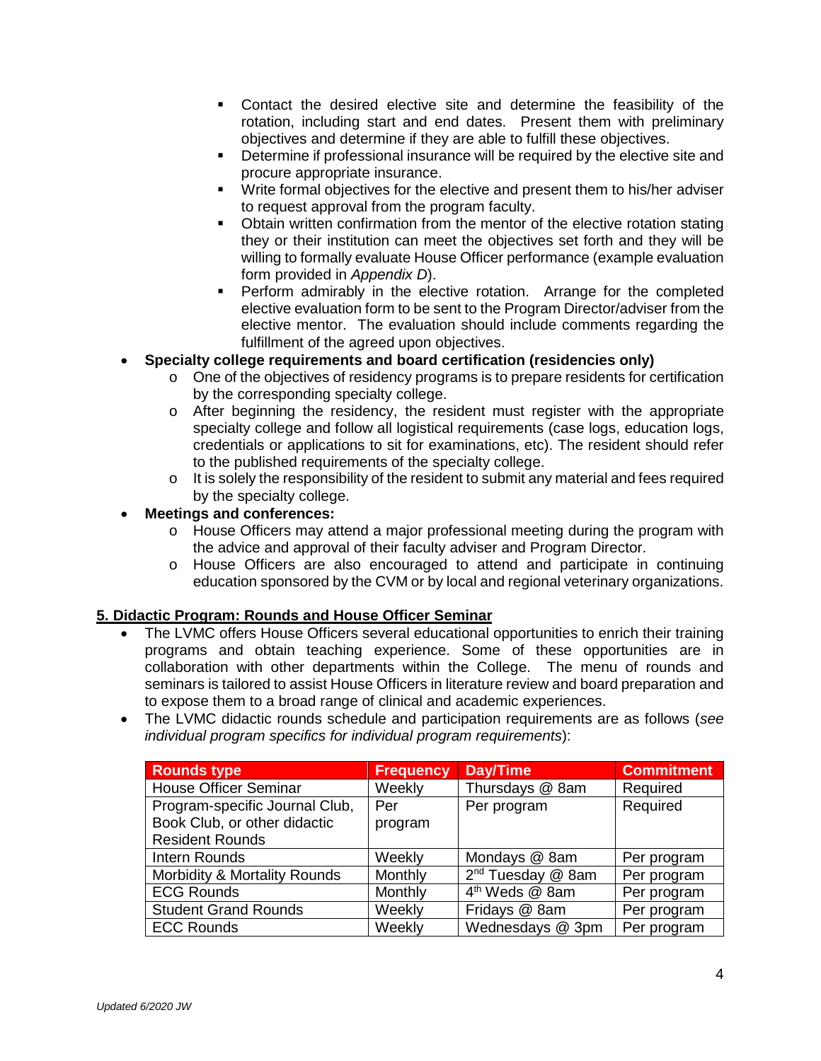- Contact the desired elective site and determine the feasibility of the rotation, including start and end dates. Present them with preliminary objectives and determine if they are able to fulfill these objectives.
  - Determine if professional insurance will be required by the elective site and procure appropriate insurance.
  - Write formal objectives for the elective and present them to his/her adviser to request approval from the program faculty.
  - Obtain written confirmation from the mentor of the elective rotation stating they or their institution can meet the objectives set forth and they will be willing to formally evaluate House Officer performance (example evaluation form provided in *Appendix D*).
  - Perform admirably in the elective rotation. Arrange for the completed elective evaluation form to be sent to the Program Director/adviser from the elective mentor. The evaluation should include comments regarding the fulfillment of the agreed upon objectives.

- **Specialty college requirements and board certification (residencies only)**
  - One of the objectives of residency programs is to prepare residents for certification by the corresponding specialty college.
  - After beginning the residency, the resident must register with the appropriate specialty college and follow all logistical requirements (case logs, education logs, credentials or applications to sit for examinations, etc). The resident should refer to the published requirements of the specialty college.
  - It is solely the responsibility of the resident to submit any material and fees required by the specialty college.
- **Meetings and conferences:**
  - House Officers may attend a major professional meeting during the program with the advice and approval of their faculty adviser and Program Director.
  - House Officers are also encouraged to attend and participate in continuing education sponsored by the CVM or by local and regional veterinary organizations.

## 5. Didactic Program: Rounds and House Officer Seminar

- The LVMC offers House Officers several educational opportunities to enrich their training programs and obtain teaching experience. Some of these opportunities are in collaboration with other departments within the College. The menu of rounds and seminars is tailored to assist House Officers in literature review and board preparation and to expose them to a broad range of clinical and academic experiences.
- The LVMC didactic rounds schedule and participation requirements are as follows (*see individual program specifics for individual program requirements*):

| Rounds type | Frequency | Day/Time | Commitment |
|---|---|---|---|
| House Officer Seminar | Weekly | Thursdays @ 8am | Required |
| Program-specific Journal Club, Book Club, or other didactic Resident Rounds | Per program | Per program | Required |
| Intern Rounds | Weekly | Mondays @ 8am | Per program |
| Morbidity & Mortality Rounds | Monthly | 2nd Tuesday @ 8am | Per program |
| ECG Rounds | Monthly | 4th Weds @ 8am | Per program |
| Student Grand Rounds | Weekly | Fridays @ 8am | Per program |
| ECC Rounds | Weekly | Wednesdays @ 3pm | Per program |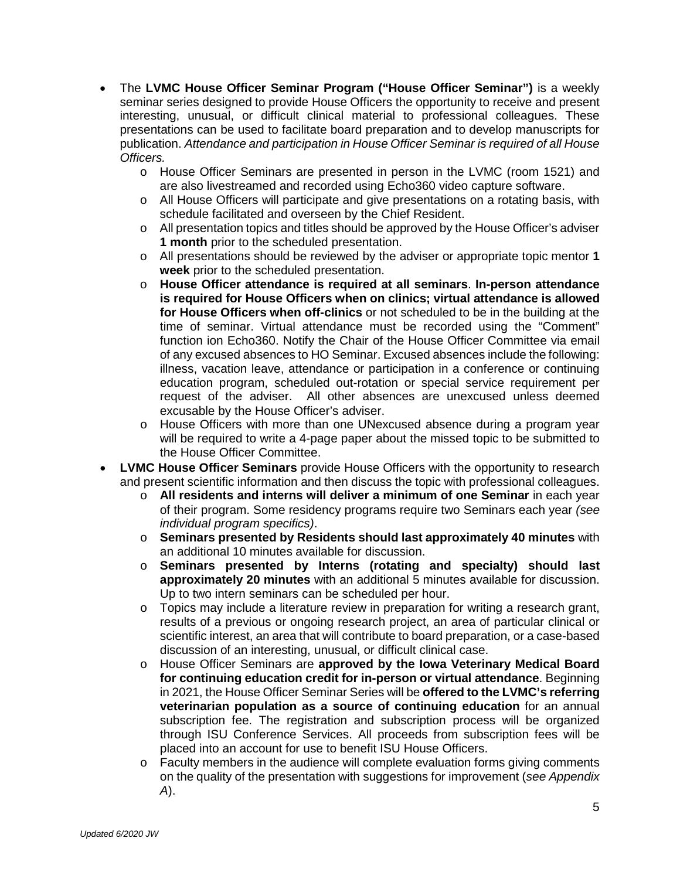- The **LVMC House Officer Seminar Program ("House Officer Seminar")** is a weekly seminar series designed to provide House Officers the opportunity to receive and present interesting, unusual, or difficult clinical material to professional colleagues. These presentations can be used to facilitate board preparation and to develop manuscripts for publication. *Attendance and participation in House Officer Seminar is required of all House Officers.*
  - House Officer Seminars are presented in person in the LVMC (room 1521) and are also livestreamed and recorded using Echo360 video capture software.
  - All House Officers will participate and give presentations on a rotating basis, with schedule facilitated and overseen by the Chief Resident.
  - All presentation topics and titles should be approved by the House Officer's adviser **1 month** prior to the scheduled presentation.
  - All presentations should be reviewed by the adviser or appropriate topic mentor **1 week** prior to the scheduled presentation.
  - **House Officer attendance is required at all seminars**. **In-person attendance is required for House Officers when on clinics; virtual attendance is allowed for House Officers when off-clinics** or not scheduled to be in the building at the time of seminar. Virtual attendance must be recorded using the "Comment" function ion Echo360. Notify the Chair of the House Officer Committee via email of any excused absences to HO Seminar. Excused absences include the following: illness, vacation leave, attendance or participation in a conference or continuing education program, scheduled out-rotation or special service requirement per request of the adviser. All other absences are unexcused unless deemed excusable by the House Officer's adviser.
  - House Officers with more than one UNexcused absence during a program year will be required to write a 4-page paper about the missed topic to be submitted to the House Officer Committee.
- **LVMC House Officer Seminars** provide House Officers with the opportunity to research and present scientific information and then discuss the topic with professional colleagues.
  - **All residents and interns will deliver a minimum of one Seminar** in each year of their program. Some residency programs require two Seminars each year *(see individual program specifics)*.
  - **Seminars presented by Residents should last approximately 40 minutes** with an additional 10 minutes available for discussion.
  - **Seminars presented by Interns (rotating and specialty) should last approximately 20 minutes** with an additional 5 minutes available for discussion. Up to two intern seminars can be scheduled per hour.
  - Topics may include a literature review in preparation for writing a research grant, results of a previous or ongoing research project, an area of particular clinical or scientific interest, an area that will contribute to board preparation, or a case-based discussion of an interesting, unusual, or difficult clinical case.
  - House Officer Seminars are **approved by the Iowa Veterinary Medical Board for continuing education credit for in-person or virtual attendance**. Beginning in 2021, the House Officer Seminar Series will be **offered to the LVMC's referring veterinarian population as a source of continuing education** for an annual subscription fee. The registration and subscription process will be organized through ISU Conference Services. All proceeds from subscription fees will be placed into an account for use to benefit ISU House Officers.
  - Faculty members in the audience will complete evaluation forms giving comments on the quality of the presentation with suggestions for improvement (*see Appendix A*).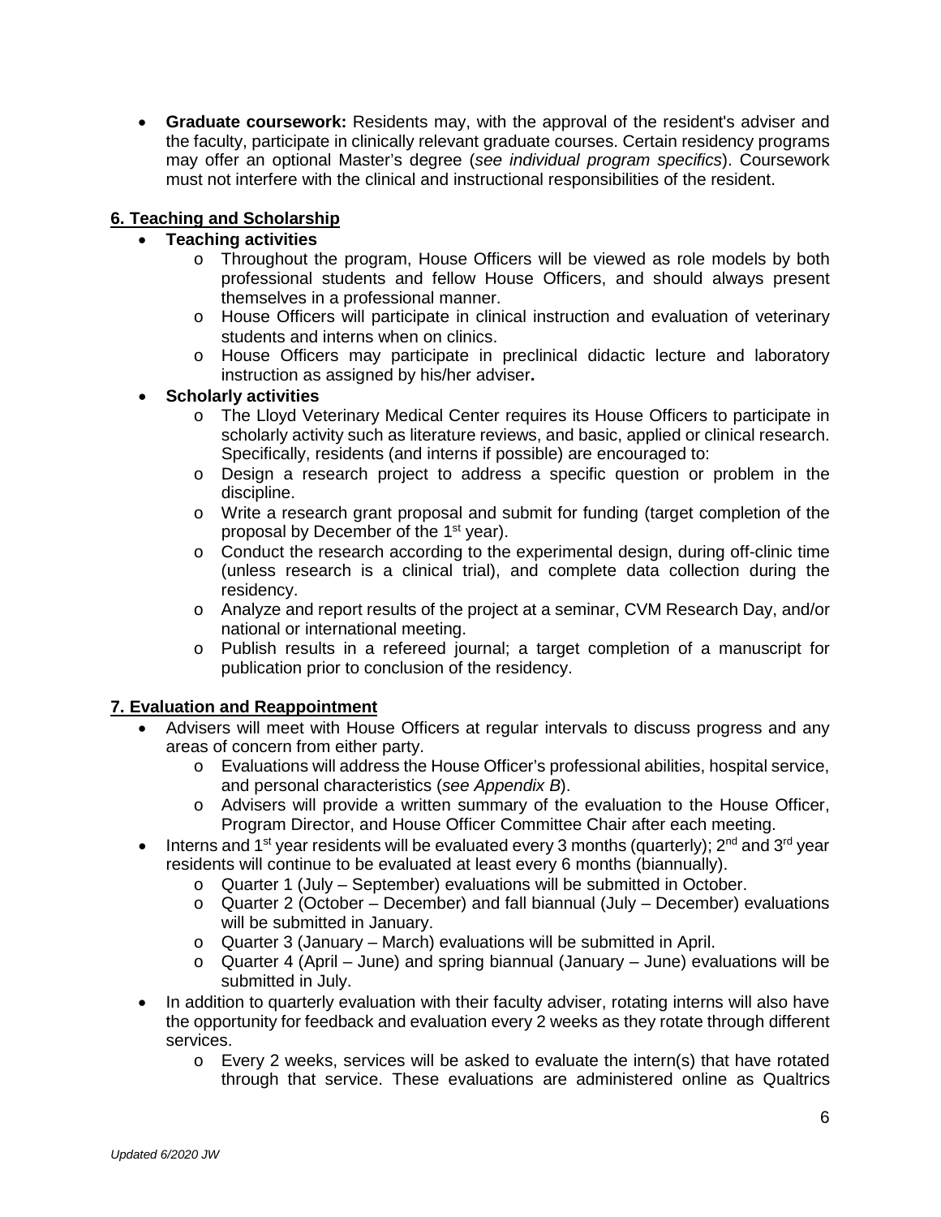- **Graduate coursework:** Residents may, with the approval of the resident's adviser and the faculty, participate in clinically relevant graduate courses. Certain residency programs may offer an optional Master's degree (*see individual program specifics*). Coursework must not interfere with the clinical and instructional responsibilities of the resident.

## 6. Teaching and Scholarship

- **Teaching activities**
  - Throughout the program, House Officers will be viewed as role models by both professional students and fellow House Officers, and should always present themselves in a professional manner.
  - House Officers will participate in clinical instruction and evaluation of veterinary students and interns when on clinics.
  - House Officers may participate in preclinical didactic lecture and laboratory instruction as assigned by his/her adviser**.**
- **Scholarly activities**
  - The Lloyd Veterinary Medical Center requires its House Officers to participate in scholarly activity such as literature reviews, and basic, applied or clinical research. Specifically, residents (and interns if possible) are encouraged to:
  - Design a research project to address a specific question or problem in the discipline.
  - Write a research grant proposal and submit for funding (target completion of the proposal by December of the 1st year).
  - Conduct the research according to the experimental design, during off-clinic time (unless research is a clinical trial), and complete data collection during the residency.
  - Analyze and report results of the project at a seminar, CVM Research Day, and/or national or international meeting.
  - Publish results in a refereed journal; a target completion of a manuscript for publication prior to conclusion of the residency.

## 7. Evaluation and Reappointment

- Advisers will meet with House Officers at regular intervals to discuss progress and any areas of concern from either party.
  - Evaluations will address the House Officer's professional abilities, hospital service, and personal characteristics (*see Appendix B*).
  - Advisers will provide a written summary of the evaluation to the House Officer, Program Director, and House Officer Committee Chair after each meeting.
- Interns and 1st year residents will be evaluated every 3 months (quarterly); 2nd and 3rd year residents will continue to be evaluated at least every 6 months (biannually).
  - Quarter 1 (July – September) evaluations will be submitted in October.
  - Quarter 2 (October – December) and fall biannual (July – December) evaluations will be submitted in January.
  - Quarter 3 (January – March) evaluations will be submitted in April.
  - Quarter 4 (April – June) and spring biannual (January – June) evaluations will be submitted in July.
- In addition to quarterly evaluation with their faculty adviser, rotating interns will also have the opportunity for feedback and evaluation every 2 weeks as they rotate through different services.
  - Every 2 weeks, services will be asked to evaluate the intern(s) that have rotated through that service. These evaluations are administered online as Qualtrics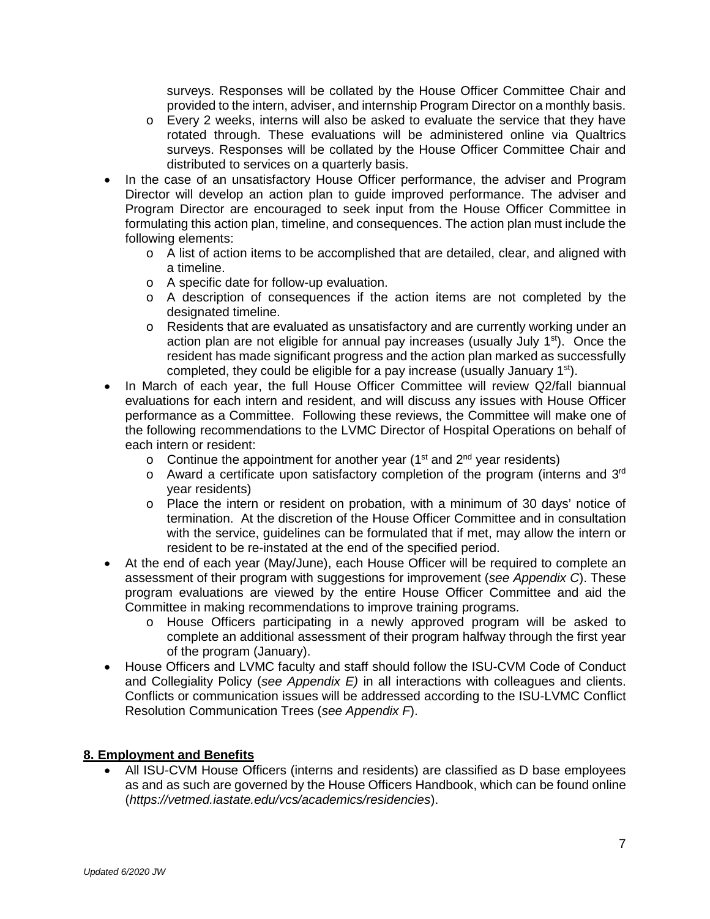surveys. Responses will be collated by the House Officer Committee Chair and provided to the intern, adviser, and internship Program Director on a monthly basis.
  - Every 2 weeks, interns will also be asked to evaluate the service that they have rotated through. These evaluations will be administered online via Qualtrics surveys. Responses will be collated by the House Officer Committee Chair and distributed to services on a quarterly basis.
- In the case of an unsatisfactory House Officer performance, the adviser and Program Director will develop an action plan to guide improved performance. The adviser and Program Director are encouraged to seek input from the House Officer Committee in formulating this action plan, timeline, and consequences. The action plan must include the following elements:
  - A list of action items to be accomplished that are detailed, clear, and aligned with a timeline.
  - A specific date for follow-up evaluation.
  - A description of consequences if the action items are not completed by the designated timeline.
  - Residents that are evaluated as unsatisfactory and are currently working under an action plan are not eligible for annual pay increases (usually July 1st). Once the resident has made significant progress and the action plan marked as successfully completed, they could be eligible for a pay increase (usually January 1st).
- In March of each year, the full House Officer Committee will review Q2/fall biannual evaluations for each intern and resident, and will discuss any issues with House Officer performance as a Committee. Following these reviews, the Committee will make one of the following recommendations to the LVMC Director of Hospital Operations on behalf of each intern or resident:
  - Continue the appointment for another year (1st and 2nd year residents)
  - Award a certificate upon satisfactory completion of the program (interns and 3rd year residents)
  - Place the intern or resident on probation, with a minimum of 30 days' notice of termination. At the discretion of the House Officer Committee and in consultation with the service, guidelines can be formulated that if met, may allow the intern or resident to be re-instated at the end of the specified period.
- At the end of each year (May/June), each House Officer will be required to complete an assessment of their program with suggestions for improvement (*see Appendix C*). These program evaluations are viewed by the entire House Officer Committee and aid the Committee in making recommendations to improve training programs.
  - House Officers participating in a newly approved program will be asked to complete an additional assessment of their program halfway through the first year of the program (January).
- House Officers and LVMC faculty and staff should follow the ISU-CVM Code of Conduct and Collegiality Policy (*see Appendix E)* in all interactions with colleagues and clients. Conflicts or communication issues will be addressed according to the ISU-LVMC Conflict Resolution Communication Trees (*see Appendix F*).

## 8. Employment and Benefits

- All ISU-CVM House Officers (interns and residents) are classified as D base employees as and as such are governed by the House Officers Handbook, which can be found online (*https://vetmed.iastate.edu/vcs/academics/residencies*).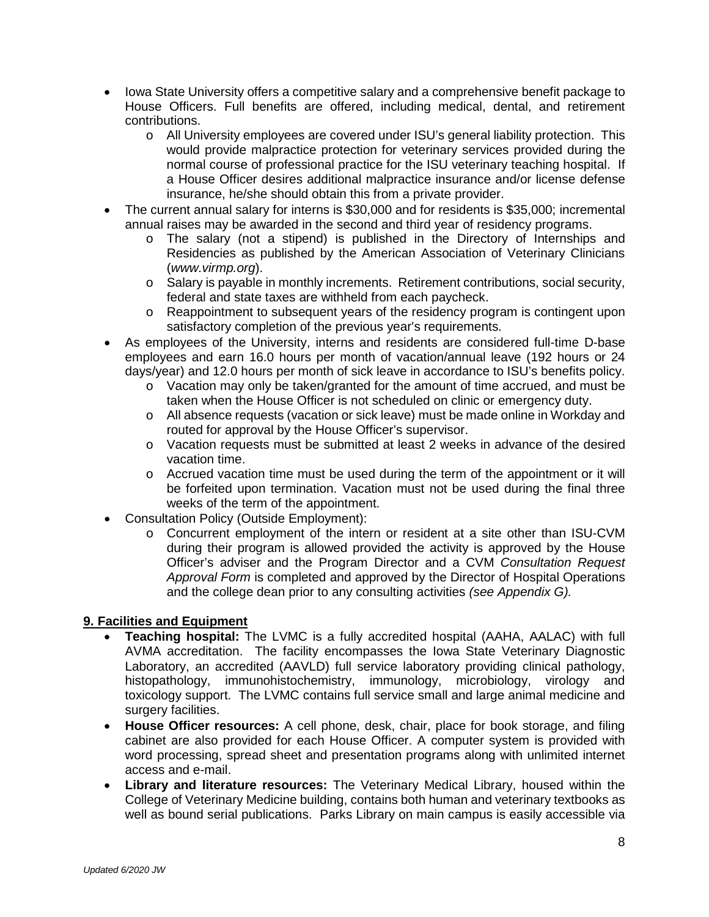- Iowa State University offers a competitive salary and a comprehensive benefit package to House Officers. Full benefits are offered, including medical, dental, and retirement contributions.
    - All University employees are covered under ISU's general liability protection. This would provide malpractice protection for veterinary services provided during the normal course of professional practice for the ISU veterinary teaching hospital. If a House Officer desires additional malpractice insurance and/or license defense insurance, he/she should obtain this from a private provider.
- The current annual salary for interns is $30,000 and for residents is $35,000; incremental annual raises may be awarded in the second and third year of residency programs.
    - The salary (not a stipend) is published in the Directory of Internships and Residencies as published by the American Association of Veterinary Clinicians (*www.virmp.org*).
    - Salary is payable in monthly increments. Retirement contributions, social security, federal and state taxes are withheld from each paycheck.
    - Reappointment to subsequent years of the residency program is contingent upon satisfactory completion of the previous year's requirements.
- As employees of the University, interns and residents are considered full-time D-base employees and earn 16.0 hours per month of vacation/annual leave (192 hours or 24 days/year) and 12.0 hours per month of sick leave in accordance to ISU's benefits policy.
    - Vacation may only be taken/granted for the amount of time accrued, and must be taken when the House Officer is not scheduled on clinic or emergency duty.
    - All absence requests (vacation or sick leave) must be made online in Workday and routed for approval by the House Officer's supervisor.
    - Vacation requests must be submitted at least 2 weeks in advance of the desired vacation time.
    - Accrued vacation time must be used during the term of the appointment or it will be forfeited upon termination. Vacation must not be used during the final three weeks of the term of the appointment.
- Consultation Policy (Outside Employment):
    - Concurrent employment of the intern or resident at a site other than ISU-CVM during their program is allowed provided the activity is approved by the House Officer's adviser and the Program Director and a CVM *Consultation Request Approval Form* is completed and approved by the Director of Hospital Operations and the college dean prior to any consulting activities *(see Appendix G).*

## 9. Facilities and Equipment

- **Teaching hospital:** The LVMC is a fully accredited hospital (AAHA, AALAC) with full AVMA accreditation. The facility encompasses the Iowa State Veterinary Diagnostic Laboratory, an accredited (AAVLD) full service laboratory providing clinical pathology, histopathology, immunohistochemistry, immunology, microbiology, virology and toxicology support. The LVMC contains full service small and large animal medicine and surgery facilities.
- **House Officer resources:** A cell phone, desk, chair, place for book storage, and filing cabinet are also provided for each House Officer. A computer system is provided with word processing, spread sheet and presentation programs along with unlimited internet access and e-mail.
- **Library and literature resources:** The Veterinary Medical Library, housed within the College of Veterinary Medicine building, contains both human and veterinary textbooks as well as bound serial publications. Parks Library on main campus is easily accessible via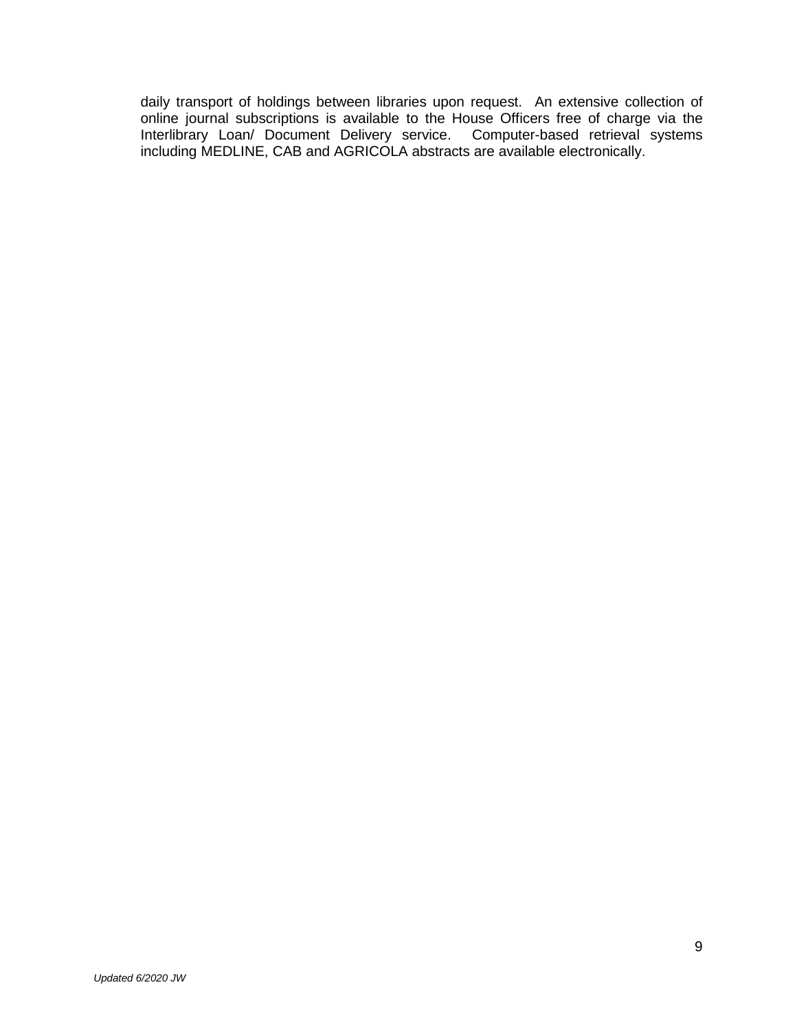daily transport of holdings between libraries upon request.  An extensive collection of online journal subscriptions is available to the House Officers free of charge via the Interlibrary Loan/ Document Delivery service.  Computer-based retrieval systems including MEDLINE, CAB and AGRICOLA abstracts are available electronically.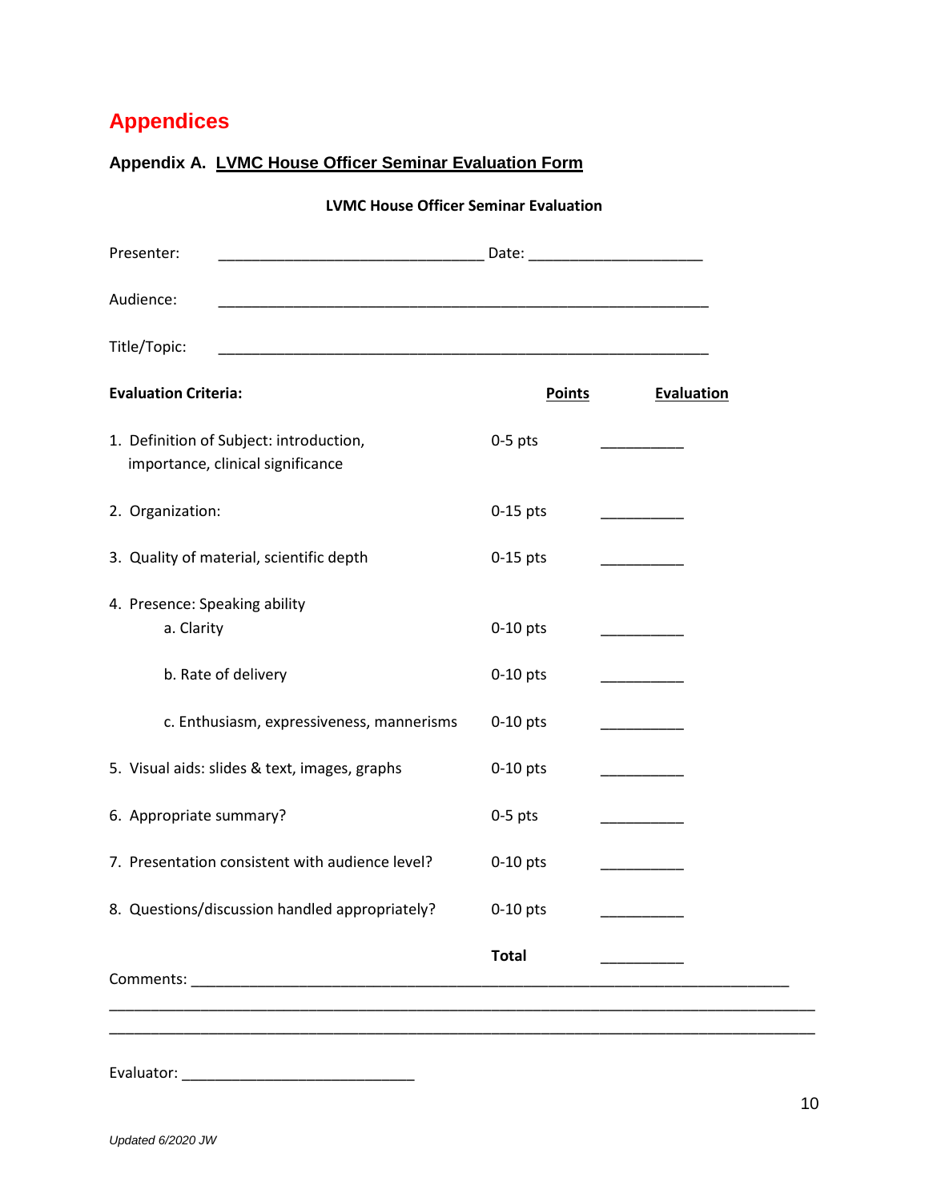# Appendices

## Appendix A. LVMC House Officer Seminar Evaluation Form

**LVMC House Officer Seminar Evaluation**

Presenter: ________________________________ Date: _____________________

Audience: ___________________________________________________________

Title/Topic: ___________________________________________________________

| **Evaluation Criteria:** | **Points** | **Evaluation** |
|---|---|---|
| 1. Definition of Subject: introduction, importance, clinical significance | 0-5 pts | __________ |
| 2. Organization: | 0-15 pts | __________ |
| 3. Quality of material, scientific depth | 0-15 pts | __________ |
| 4. Presence: Speaking ability | | |
| a. Clarity | 0-10 pts | __________ |
| b. Rate of delivery | 0-10 pts | __________ |
| c. Enthusiasm, expressiveness, mannerisms | 0-10 pts | __________ |
| 5. Visual aids: slides & text, images, graphs | 0-10 pts | __________ |
| 6. Appropriate summary? | 0-5 pts | __________ |
| 7. Presentation consistent with audience level? | 0-10 pts | __________ |
| 8. Questions/discussion handled appropriately? | 0-10 pts | __________ |
| | **Total** | __________ |

Comments: _______________________________________________________________________

_________________________________________________________________________________

_________________________________________________________________________________

Evaluator: ____________________________

*Updated 6/2020 JW*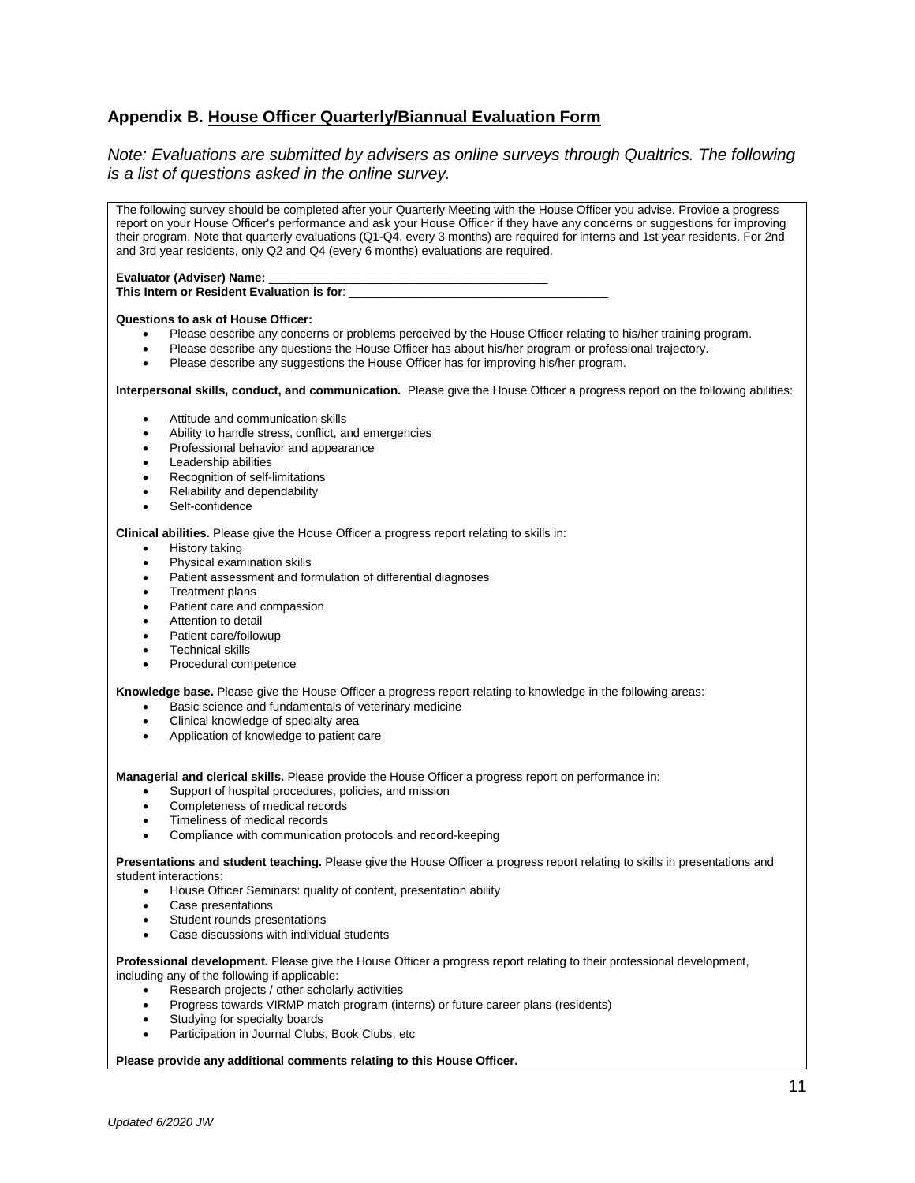## Appendix B. House Officer Quarterly/Biannual Evaluation Form

*Note: Evaluations are submitted by advisers as online surveys through Qualtrics. The following is a list of questions asked in the online survey.*

The following survey should be completed after your Quarterly Meeting with the House Officer you advise. Provide a progress report on your House Officer's performance and ask your House Officer if they have any concerns or suggestions for improving their program. Note that quarterly evaluations (Q1-Q4, every 3 months) are required for interns and 1st year residents. For 2nd and 3rd year residents, only Q2 and Q4 (every 6 months) evaluations are required.

**Evaluator (Adviser) Name:** ________________________________________
**This Intern or Resident Evaluation is for**: ______________________________________

**Questions to ask of House Officer:**

- Please describe any concerns or problems perceived by the House Officer relating to his/her training program.
- Please describe any questions the House Officer has about his/her program or professional trajectory.
- Please describe any suggestions the House Officer has for improving his/her program.

**Interpersonal skills, conduct, and communication.** Please give the House Officer a progress report on the following abilities:

- Attitude and communication skills
- Ability to handle stress, conflict, and emergencies
- Professional behavior and appearance
- Leadership abilities
- Recognition of self-limitations
- Reliability and dependability
- Self-confidence

**Clinical abilities.** Please give the House Officer a progress report relating to skills in:

- History taking
- Physical examination skills
- Patient assessment and formulation of differential diagnoses
- Treatment plans
- Patient care and compassion
- Attention to detail
- Patient care/followup
- Technical skills
- Procedural competence

**Knowledge base.** Please give the House Officer a progress report relating to knowledge in the following areas:

- Basic science and fundamentals of veterinary medicine
- Clinical knowledge of specialty area
- Application of knowledge to patient care

**Managerial and clerical skills.** Please provide the House Officer a progress report on performance in:

- Support of hospital procedures, policies, and mission
- Completeness of medical records
- Timeliness of medical records
- Compliance with communication protocols and record-keeping

**Presentations and student teaching.** Please give the House Officer a progress report relating to skills in presentations and student interactions:

- House Officer Seminars: quality of content, presentation ability
- Case presentations
- Student rounds presentations
- Case discussions with individual students

**Professional development.** Please give the House Officer a progress report relating to their professional development, including any of the following if applicable:

- Research projects / other scholarly activities
- Progress towards VIRMP match program (interns) or future career plans (residents)
- Studying for specialty boards
- Participation in Journal Clubs, Book Clubs, etc

**Please provide any additional comments relating to this House Officer.**

*Updated 6/2020 JW*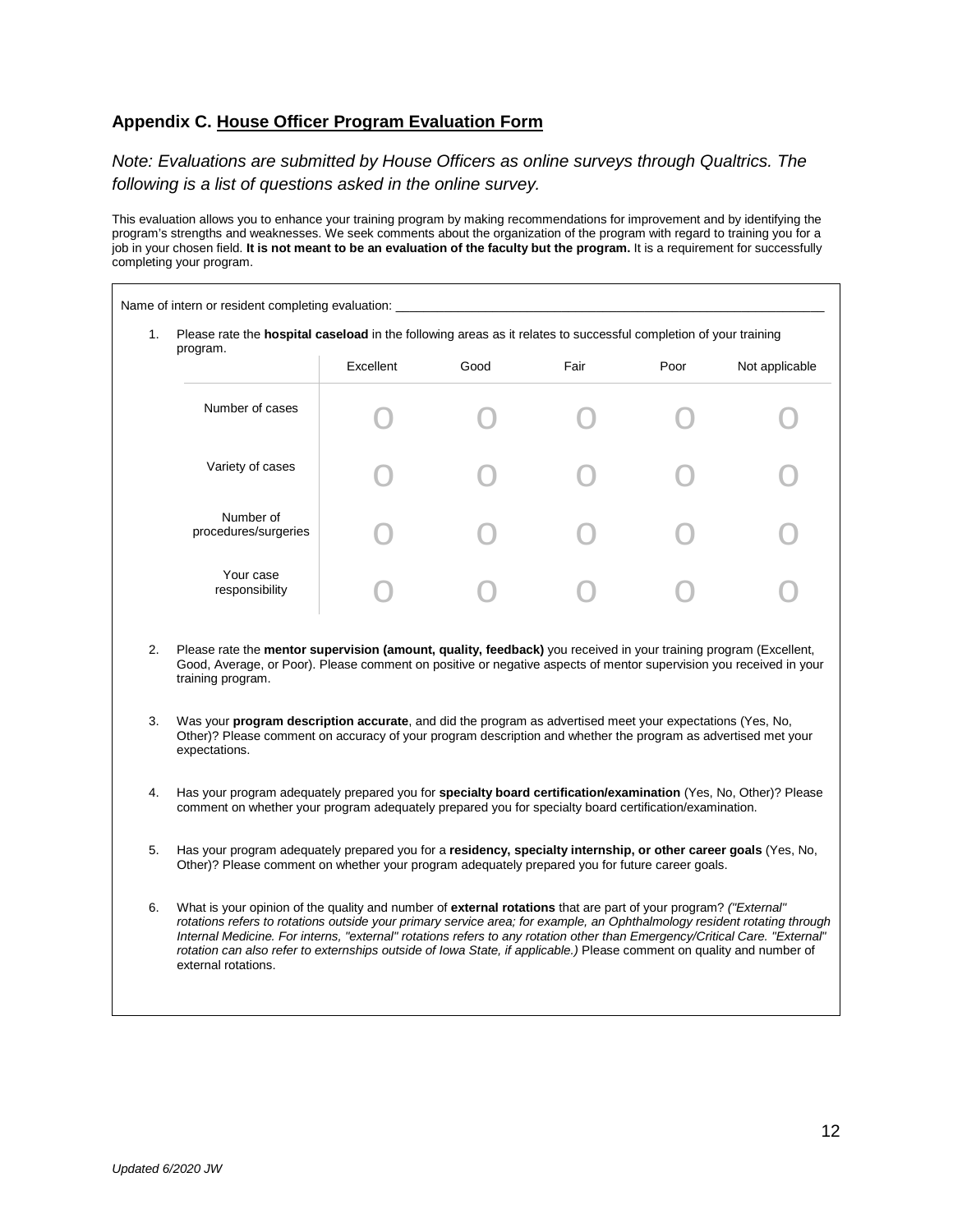### Appendix C. House Officer Program Evaluation Form

*Note: Evaluations are submitted by House Officers as online surveys through Qualtrics. The following is a list of questions asked in the online survey.*

This evaluation allows you to enhance your training program by making recommendations for improvement and by identifying the program's strengths and weaknesses. We seek comments about the organization of the program with regard to training you for a job in your chosen field. **It is not meant to be an evaluation of the faculty but the program.** It is a requirement for successfully completing your program.

Name of intern or resident completing evaluation: ____________________________________________

1. Please rate the **hospital caseload** in the following areas as it relates to successful completion of your training program.

| | Excellent | Good | Fair | Poor | Not applicable |
|---|---|---|---|---|---|
| Number of cases | O | O | O | O | O |
| Variety of cases | O | O | O | O | O |
| Number of procedures/surgeries | O | O | O | O | O |
| Your case responsibility | O | O | O | O | O |

2. Please rate the **mentor supervision (amount, quality, feedback)** you received in your training program (Excellent, Good, Average, or Poor). Please comment on positive or negative aspects of mentor supervision you received in your training program.

3. Was your **program description accurate**, and did the program as advertised meet your expectations (Yes, No, Other)? Please comment on accuracy of your program description and whether the program as advertised met your expectations.

4. Has your program adequately prepared you for **specialty board certification/examination** (Yes, No, Other)? Please comment on whether your program adequately prepared you for specialty board certification/examination.

5. Has your program adequately prepared you for a **residency, specialty internship, or other career goals** (Yes, No, Other)? Please comment on whether your program adequately prepared you for future career goals.

6. What is your opinion of the quality and number of **external rotations** that are part of your program? *("External" rotations refers to rotations outside your primary service area; for example, an Ophthalmology resident rotating through Internal Medicine. For interns, "external" rotations refers to any rotation other than Emergency/Critical Care. "External" rotation can also refer to externships outside of Iowa State, if applicable.)* Please comment on quality and number of external rotations.

*Updated 6/2020 JW*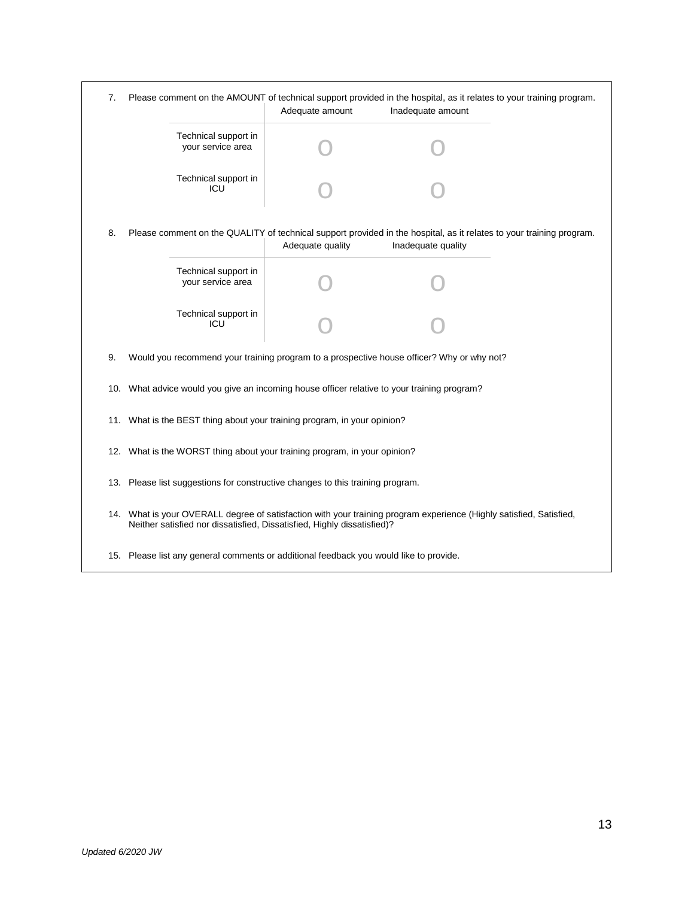7. Please comment on the AMOUNT of technical support provided in the hospital, as it relates to your training program.

| | Adequate amount | Inadequate amount |
|---|---|---|
| Technical support in your service area | O | O |
| Technical support in ICU | O | O |

8. Please comment on the QUALITY of technical support provided in the hospital, as it relates to your training program.

| | Adequate quality | Inadequate quality |
|---|---|---|
| Technical support in your service area | O | O |
| Technical support in ICU | O | O |

9. Would you recommend your training program to a prospective house officer? Why or why not?

10. What advice would you give an incoming house officer relative to your training program?

11. What is the BEST thing about your training program, in your opinion?

12. What is the WORST thing about your training program, in your opinion?

13. Please list suggestions for constructive changes to this training program.

14. What is your OVERALL degree of satisfaction with your training program experience (Highly satisfied, Satisfied, Neither satisfied nor dissatisfied, Dissatisfied, Highly dissatisfied)?

15. Please list any general comments or additional feedback you would like to provide.

*Updated 6/2020 JW*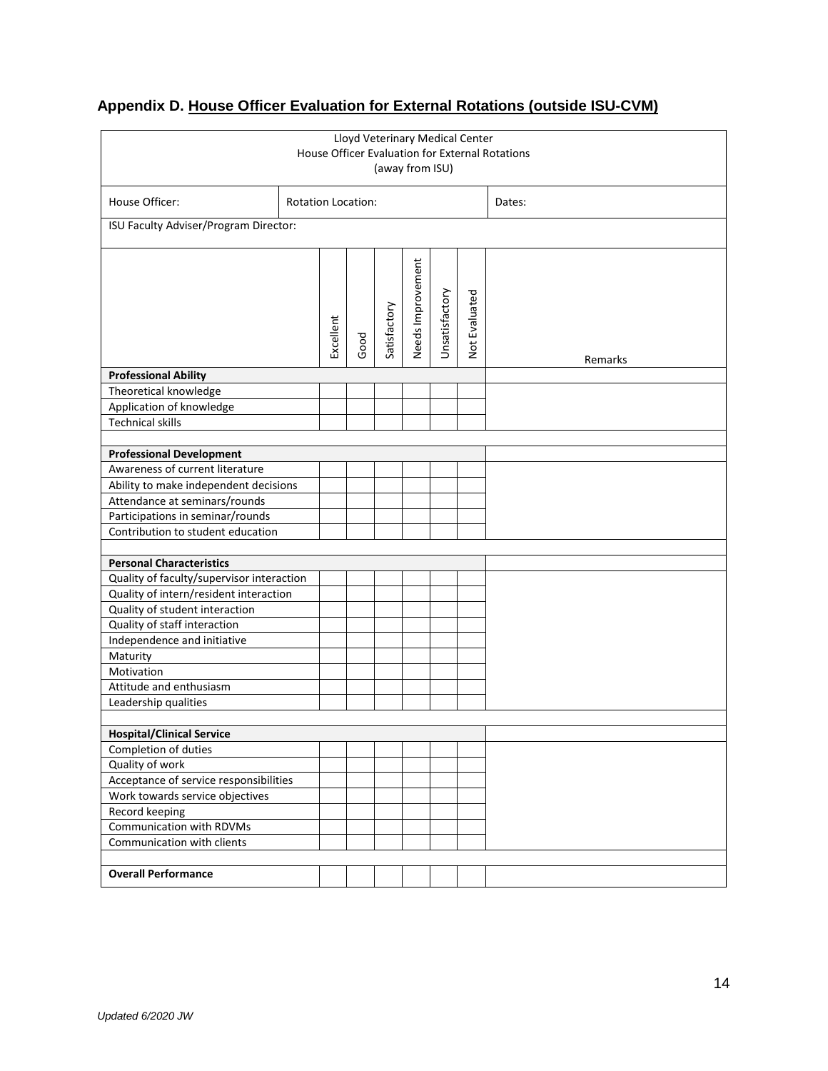## Appendix D. House Officer Evaluation for External Rotations (outside ISU-CVM)

Lloyd Veterinary Medical Center
House Officer Evaluation for External Rotations
(away from ISU)

| House Officer: | Rotation Location: | Dates: |
|---|---|---|
| ISU Faculty Adviser/Program Director: | | |

| | Excellent | Good | Satisfactory | Needs Improvement | Unsatisfactory | Not Evaluated | Remarks |
|---|---|---|---|---|---|---|---|
| **Professional Ability** | | | | | | | |
| Theoretical knowledge | | | | | | | |
| Application of knowledge | | | | | | | |
| Technical skills | | | | | | | |
| | | | | | | | |
| **Professional Development** | | | | | | | |
| Awareness of current literature | | | | | | | |
| Ability to make independent decisions | | | | | | | |
| Attendance at seminars/rounds | | | | | | | |
| Participations in seminar/rounds | | | | | | | |
| Contribution to student education | | | | | | | |
| | | | | | | | |
| **Personal Characteristics** | | | | | | | |
| Quality of faculty/supervisor interaction | | | | | | | |
| Quality of intern/resident interaction | | | | | | | |
| Quality of student interaction | | | | | | | |
| Quality of staff interaction | | | | | | | |
| Independence and initiative | | | | | | | |
| Maturity | | | | | | | |
| Motivation | | | | | | | |
| Attitude and enthusiasm | | | | | | | |
| Leadership qualities | | | | | | | |
| | | | | | | | |
| **Hospital/Clinical Service** | | | | | | | |
| Completion of duties | | | | | | | |
| Quality of work | | | | | | | |
| Acceptance of service responsibilities | | | | | | | |
| Work towards service objectives | | | | | | | |
| Record keeping | | | | | | | |
| Communication with RDVMs | | | | | | | |
| Communication with clients | | | | | | | |
| | | | | | | | |
| **Overall Performance** | | | | | | | |

*Updated 6/2020 JW*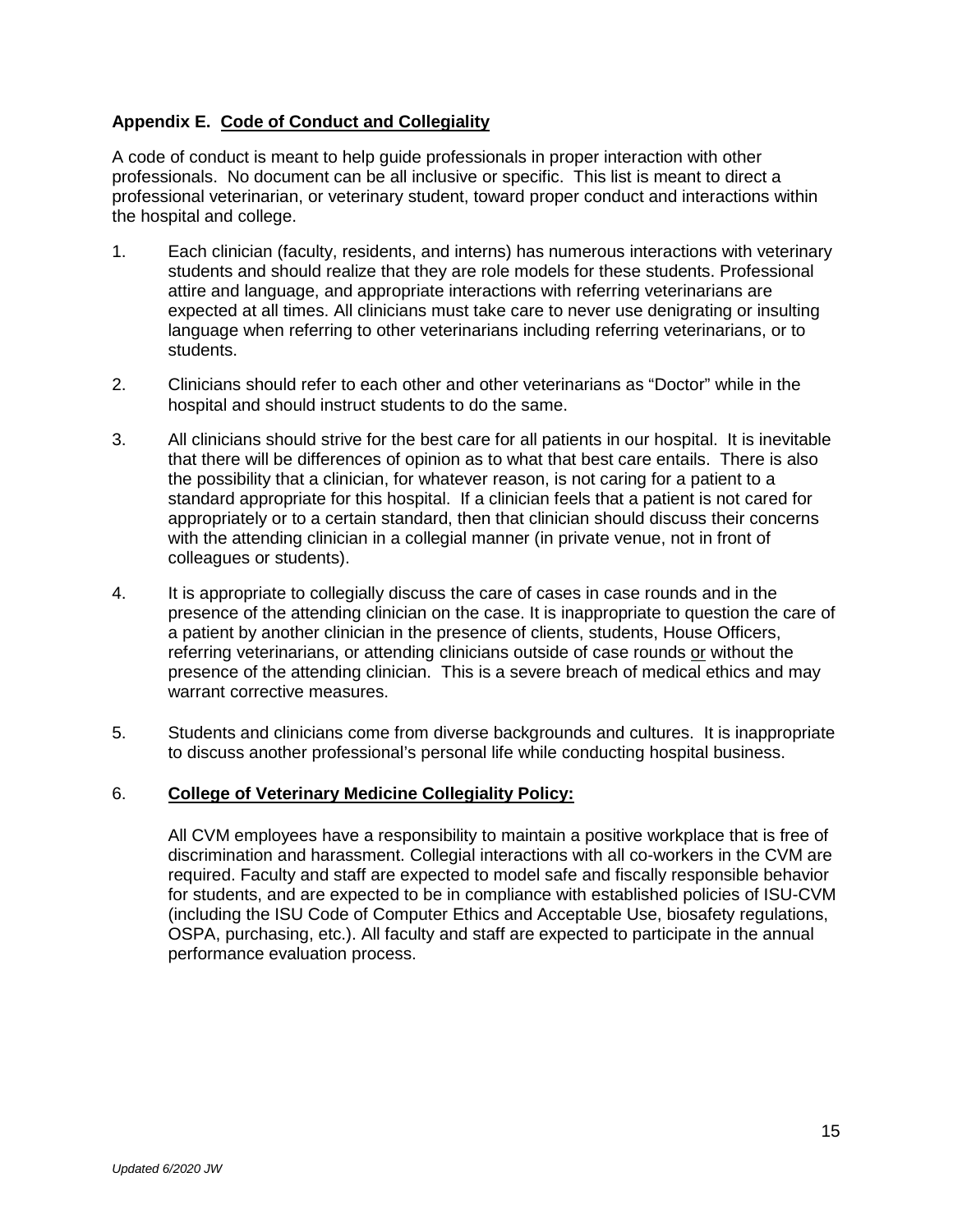## Appendix E. Code of Conduct and Collegiality

A code of conduct is meant to help guide professionals in proper interaction with other professionals. No document can be all inclusive or specific. This list is meant to direct a professional veterinarian, or veterinary student, toward proper conduct and interactions within the hospital and college.

1. Each clinician (faculty, residents, and interns) has numerous interactions with veterinary students and should realize that they are role models for these students. Professional attire and language, and appropriate interactions with referring veterinarians are expected at all times. All clinicians must take care to never use denigrating or insulting language when referring to other veterinarians including referring veterinarians, or to students.

2. Clinicians should refer to each other and other veterinarians as "Doctor" while in the hospital and should instruct students to do the same.

3. All clinicians should strive for the best care for all patients in our hospital. It is inevitable that there will be differences of opinion as to what that best care entails. There is also the possibility that a clinician, for whatever reason, is not caring for a patient to a standard appropriate for this hospital. If a clinician feels that a patient is not cared for appropriately or to a certain standard, then that clinician should discuss their concerns with the attending clinician in a collegial manner (in private venue, not in front of colleagues or students).

4. It is appropriate to collegially discuss the care of cases in case rounds and in the presence of the attending clinician on the case. It is inappropriate to question the care of a patient by another clinician in the presence of clients, students, House Officers, referring veterinarians, or attending clinicians outside of case rounds or without the presence of the attending clinician. This is a severe breach of medical ethics and may warrant corrective measures.

5. Students and clinicians come from diverse backgrounds and cultures. It is inappropriate to discuss another professional's personal life while conducting hospital business.

6. **College of Veterinary Medicine Collegiality Policy:**

   All CVM employees have a responsibility to maintain a positive workplace that is free of discrimination and harassment. Collegial interactions with all co-workers in the CVM are required. Faculty and staff are expected to model safe and fiscally responsible behavior for students, and are expected to be in compliance with established policies of ISU-CVM (including the ISU Code of Computer Ethics and Acceptable Use, biosafety regulations, OSPA, purchasing, etc.). All faculty and staff are expected to participate in the annual performance evaluation process.

*Updated 6/2020 JW*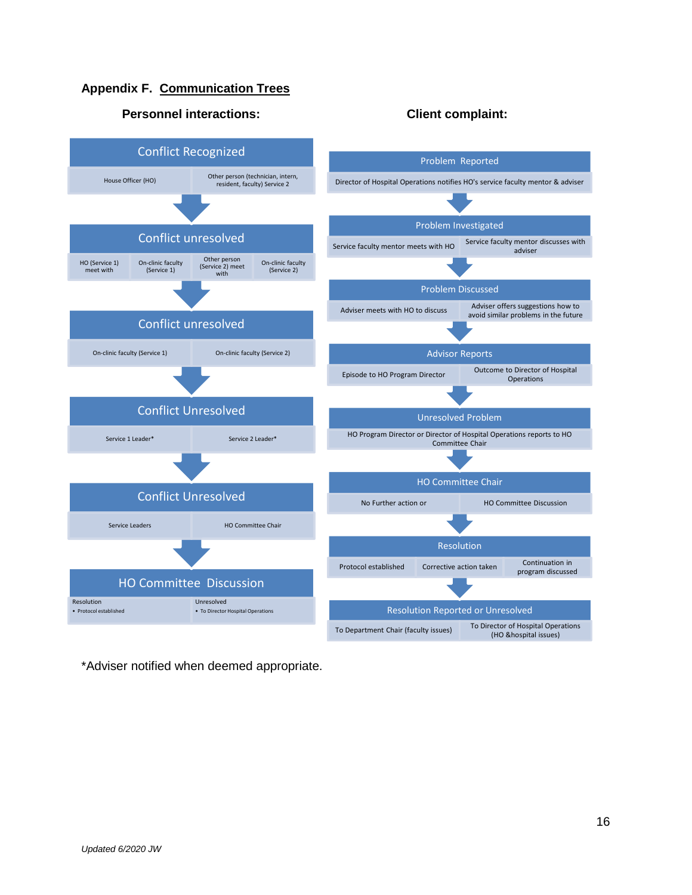## Appendix F. Communication Trees

### Personnel interactions:

**Conflict Recognized**
- House Officer (HO)
- Other person (technician, intern, resident, faculty) Service 2

↓

**Conflict unresolved**
- HO (Service 1) meet with
- On-clinic faculty (Service 1)
- Other person (Service 2) meet with
- On-clinic faculty (Service 2)

↓

**Conflict unresolved**
- On-clinic faculty (Service 1)
- On-clinic faculty (Service 2)

↓

**Conflict Unresolved**
- Service 1 Leader*
- Service 2 Leader*

↓

**Conflict Unresolved**
- Service Leaders
- HO Committee Chair

↓

**HO Committee Discussion**
- Resolution
  - Protocol established
- Unresolved
  - To Director Hospital Operations

### Client complaint:

**Problem Reported**
- Director of Hospital Operations notifies HO's service faculty mentor & adviser

↓

**Problem Investigated**
- Service faculty mentor meets with HO
- Service faculty mentor discusses with adviser

↓

**Problem Discussed**
- Adviser meets with HO to discuss
- Adviser offers suggestions how to avoid similar problems in the future

↓

**Advisor Reports**
- Episode to HO Program Director
- Outcome to Director of Hospital Operations

↓

**Unresolved Problem**
- HO Program Director or Director of Hospital Operations reports to HO Committee Chair

↓

**HO Committee Chair**
- No Further action or
- HO Committee Discussion

↓

**Resolution**
- Protocol established
- Corrective action taken
- Continuation in program discussed

↓

**Resolution Reported or Unresolved**
- To Department Chair (faculty issues)
- To Director of Hospital Operations (HO &hospital issues)

*Adviser notified when deemed appropriate.

*Updated 6/2020 JW*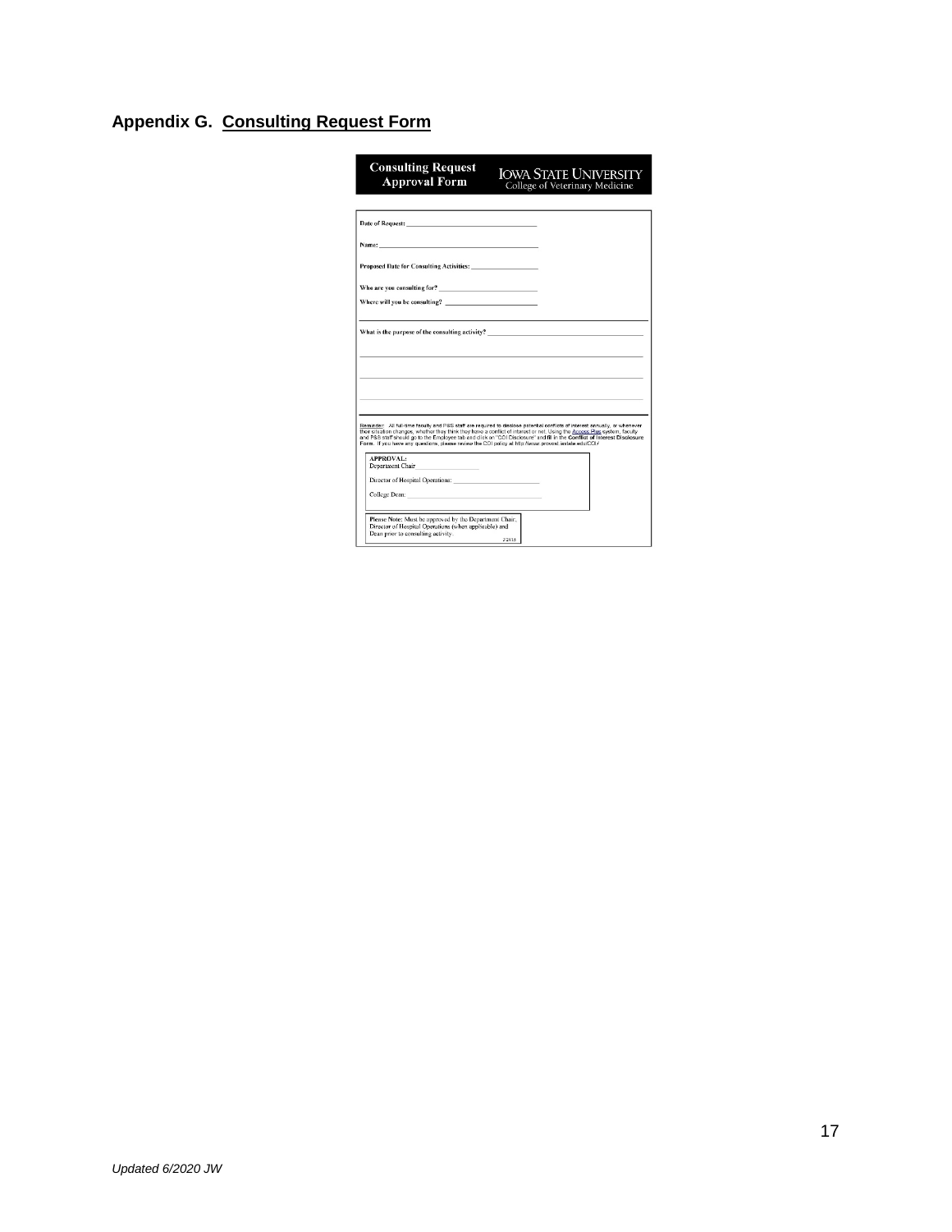**Appendix G. Consulting Request Form**

**Consulting Request Approval Form** IOWA STATE UNIVERSITY College of Veterinary Medicine

**Date of Request:** ___________________________

**Name:** ___________________________

**Proposed Date for Consulting Activities:** ___________________________

**Who are you consulting for?** ___________________________

**Where will you be consulting?** ___________________________

**What is the purpose of the consulting activity?** ___________________________

Reminder: All full-time faculty and P&S staff are required to disclose potential conflicts of interest annually, or whenever their situation changes, whether they think they have a conflict of interest or not. Using the Access Plus system, faculty and P&S staff should go to the Employee tab and click on "COI Disclosure" and fill in the **Conflict of Interest Disclosure Form**. If you have any questions, please review the COI policy at http://www.provost.iastate.edu/COI/

**APPROVAL:**

Department Chair ___________________________

Director of Hospital Operations: ___________________________

College Dean: ___________________________

**Please Note:** Must be approved by the Department Chair, Director of Hospital Operations (when applicable) and Dean prior to consulting activity.

*Updated 6/2020 JW*